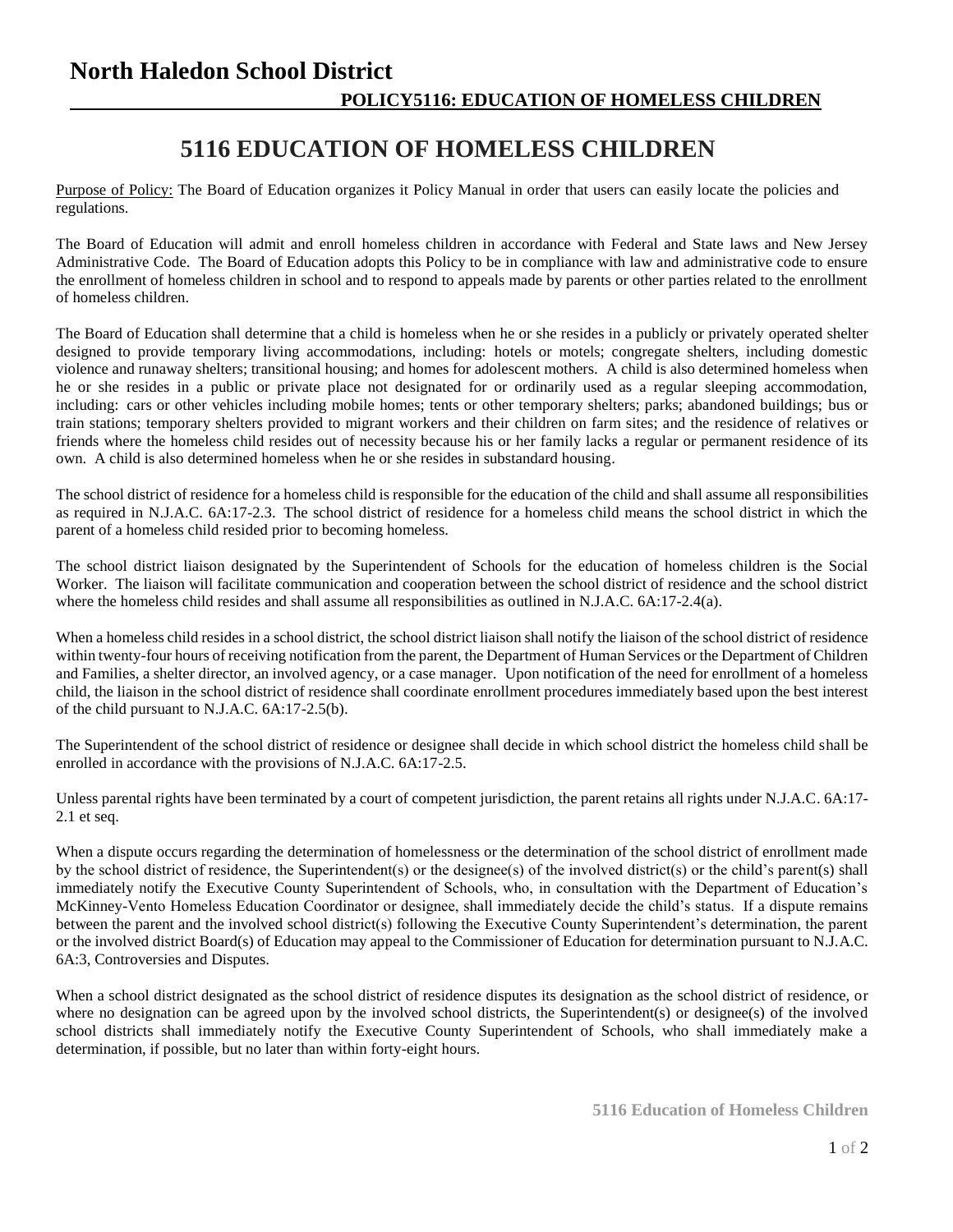# North Haledon School District

**POLICY5116: EDUCATION OF HOMELESS CHILDREN**

## 5116 EDUCATION OF HOMELESS CHILDREN

Purpose of Policy: The Board of Education organizes it Policy Manual in order that users can easily locate the policies and regulations.

The Board of Education will admit and enroll homeless children in accordance with Federal and State laws and New Jersey Administrative Code. The Board of Education adopts this Policy to be in compliance with law and administrative code to ensure the enrollment of homeless children in school and to respond to appeals made by parents or other parties related to the enrollment of homeless children.

The Board of Education shall determine that a child is homeless when he or she resides in a publicly or privately operated shelter designed to provide temporary living accommodations, including: hotels or motels; congregate shelters, including domestic violence and runaway shelters; transitional housing; and homes for adolescent mothers. A child is also determined homeless when he or she resides in a public or private place not designated for or ordinarily used as a regular sleeping accommodation, including: cars or other vehicles including mobile homes; tents or other temporary shelters; parks; abandoned buildings; bus or train stations; temporary shelters provided to migrant workers and their children on farm sites; and the residence of relatives or friends where the homeless child resides out of necessity because his or her family lacks a regular or permanent residence of its own. A child is also determined homeless when he or she resides in substandard housing.

The school district of residence for a homeless child is responsible for the education of the child and shall assume all responsibilities as required in N.J.A.C. 6A:17-2.3. The school district of residence for a homeless child means the school district in which the parent of a homeless child resided prior to becoming homeless.

The school district liaison designated by the Superintendent of Schools for the education of homeless children is the Social Worker. The liaison will facilitate communication and cooperation between the school district of residence and the school district where the homeless child resides and shall assume all responsibilities as outlined in N.J.A.C. 6A:17-2.4(a).

When a homeless child resides in a school district, the school district liaison shall notify the liaison of the school district of residence within twenty-four hours of receiving notification from the parent, the Department of Human Services or the Department of Children and Families, a shelter director, an involved agency, or a case manager. Upon notification of the need for enrollment of a homeless child, the liaison in the school district of residence shall coordinate enrollment procedures immediately based upon the best interest of the child pursuant to N.J.A.C. 6A:17-2.5(b).

The Superintendent of the school district of residence or designee shall decide in which school district the homeless child shall be enrolled in accordance with the provisions of N.J.A.C. 6A:17-2.5.

Unless parental rights have been terminated by a court of competent jurisdiction, the parent retains all rights under N.J.A.C. 6A:17-2.1 et seq.

When a dispute occurs regarding the determination of homelessness or the determination of the school district of enrollment made by the school district of residence, the Superintendent(s) or the designee(s) of the involved district(s) or the child's parent(s) shall immediately notify the Executive County Superintendent of Schools, who, in consultation with the Department of Education's McKinney-Vento Homeless Education Coordinator or designee, shall immediately decide the child's status. If a dispute remains between the parent and the involved school district(s) following the Executive County Superintendent's determination, the parent or the involved district Board(s) of Education may appeal to the Commissioner of Education for determination pursuant to N.J.A.C. 6A:3, Controversies and Disputes.

When a school district designated as the school district of residence disputes its designation as the school district of residence, or where no designation can be agreed upon by the involved school districts, the Superintendent(s) or designee(s) of the involved school districts shall immediately notify the Executive County Superintendent of Schools, who shall immediately make a determination, if possible, but no later than within forty-eight hours.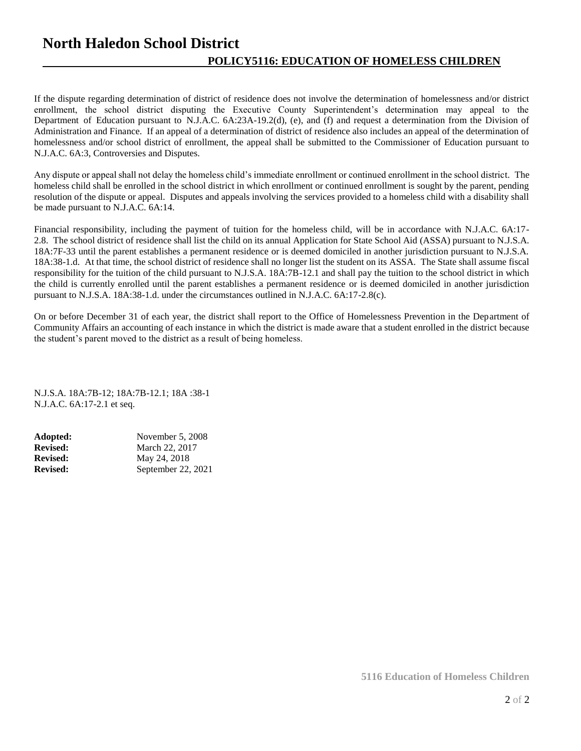If the dispute regarding determination of district of residence does not involve the determination of homelessness and/or district enrollment, the school district disputing the Executive County Superintendent's determination may appeal to the Department of Education pursuant to N.J.A.C. 6A:23A-19.2(d), (e), and (f) and request a determination from the Division of Administration and Finance. If an appeal of a determination of district of residence also includes an appeal of the determination of homelessness and/or school district of enrollment, the appeal shall be submitted to the Commissioner of Education pursuant to N.J.A.C. 6A:3, Controversies and Disputes.

Any dispute or appeal shall not delay the homeless child's immediate enrollment or continued enrollment in the school district. The homeless child shall be enrolled in the school district in which enrollment or continued enrollment is sought by the parent, pending resolution of the dispute or appeal. Disputes and appeals involving the services provided to a homeless child with a disability shall be made pursuant to N.J.A.C. 6A:14.

Financial responsibility, including the payment of tuition for the homeless child, will be in accordance with N.J.A.C. 6A:17-2.8. The school district of residence shall list the child on its annual Application for State School Aid (ASSA) pursuant to N.J.S.A. 18A:7F-33 until the parent establishes a permanent residence or is deemed domiciled in another jurisdiction pursuant to N.J.S.A. 18A:38-1.d. At that time, the school district of residence shall no longer list the student on its ASSA. The State shall assume fiscal responsibility for the tuition of the child pursuant to N.J.S.A. 18A:7B-12.1 and shall pay the tuition to the school district in which the child is currently enrolled until the parent establishes a permanent residence or is deemed domiciled in another jurisdiction pursuant to N.J.S.A. 18A:38-1.d. under the circumstances outlined in N.J.A.C. 6A:17-2.8(c).

On or before December 31 of each year, the district shall report to the Office of Homelessness Prevention in the Department of Community Affairs an accounting of each instance in which the district is made aware that a student enrolled in the district because the student's parent moved to the district as a result of being homeless.

N.J.S.A. 18A:7B-12; 18A:7B-12.1; 18A :38-1
N.J.A.C. 6A:17-2.1 et seq.

| | |
|---|---|
| **Adopted:** | November 5, 2008 |
| **Revised:** | March 22, 2017 |
| **Revised:** | May 24, 2018 |
| **Revised:** | September 22, 2021 |